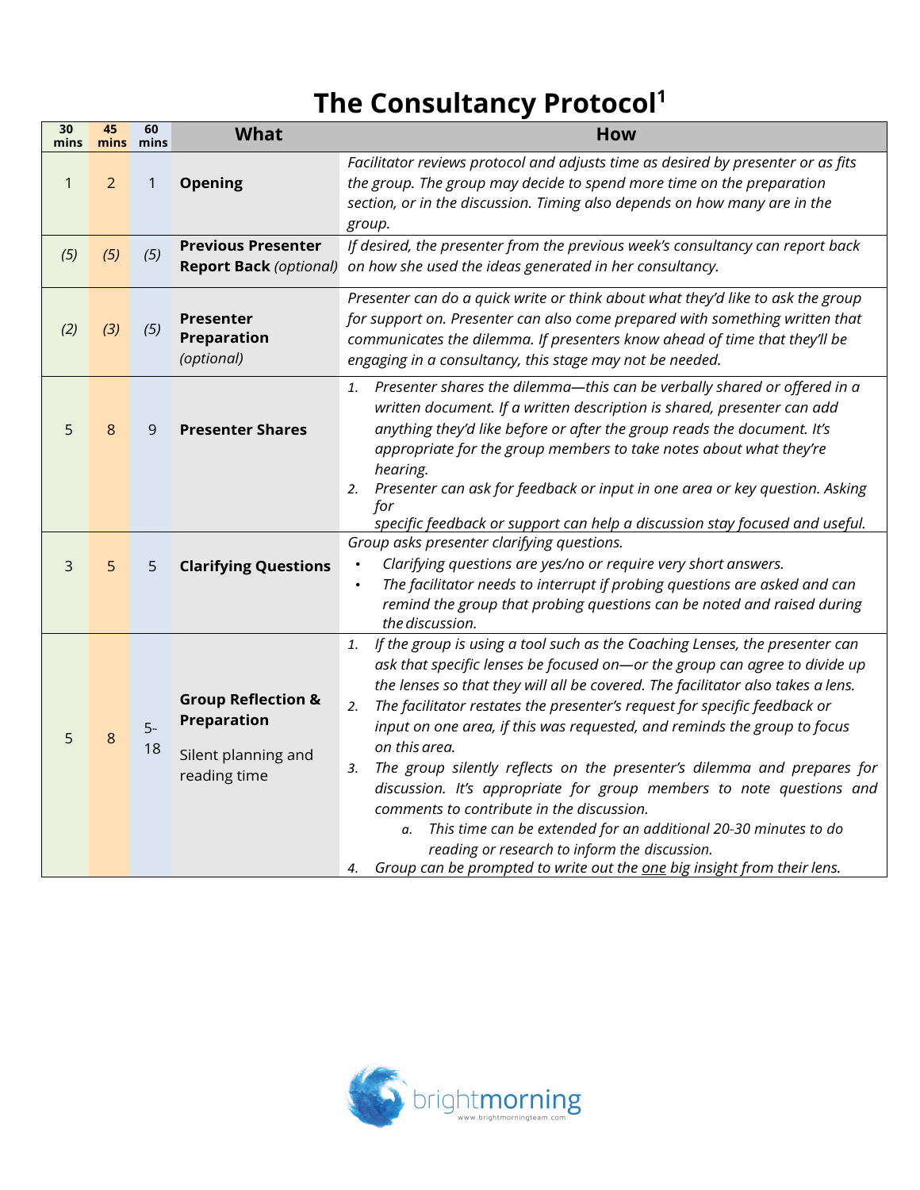# The Consultancy Protocol[1]

| 30 mins | 45 mins | 60 mins | What | How |
|---|---|---|---|---|
| 1 | 2 | 1 | **Opening** | *Facilitator reviews protocol and adjusts time as desired by presenter or as fits the group. The group may decide to spend more time on the preparation section, or in the discussion. Timing also depends on how many are in the group.* |
| *(5)* | *(5)* | *(5)* | **Previous Presenter Report Back** *(optional)* | *If desired, the presenter from the previous week's consultancy can report back on how she used the ideas generated in her consultancy.* |
| *(2)* | *(3)* | *(5)* | **Presenter Preparation** *(optional)* | *Presenter can do a quick write or think about what they'd like to ask the group for support on. Presenter can also come prepared with something written that communicates the dilemma. If presenters know ahead of time that they'll be engaging in a consultancy, this stage may not be needed.* |
| 5 | 8 | 9 | **Presenter Shares** | *1. Presenter shares the dilemma—this can be verbally shared or offered in a written document. If a written description is shared, presenter can add anything they'd like before or after the group reads the document. It's appropriate for the group members to take notes about what they're hearing.* <br> *2. Presenter can ask for feedback or input in one area or key question. Asking for specific feedback or support can help a discussion stay focused and useful.* |
| 3 | 5 | 5 | **Clarifying Questions** | *Group asks presenter clarifying questions.* <br> • *Clarifying questions are yes/no or require very short answers.* <br> • *The facilitator needs to interrupt if probing questions are asked and can remind the group that probing questions can be noted and raised during the discussion.* |
| 5 | 8 | 5-18 | **Group Reflection & Preparation** <br><br> Silent planning and reading time | *1. If the group is using a tool such as the Coaching Lenses, the presenter can ask that specific lenses be focused on—or the group can agree to divide up the lenses so that they will all be covered. The facilitator also takes a lens.* <br> *2. The facilitator restates the presenter's request for specific feedback or input on one area, if this was requested, and reminds the group to focus on this area.* <br> *3. The group silently reflects on the presenter's dilemma and prepares for discussion. It's appropriate for group members to note questions and comments to contribute in the discussion.* <br> &nbsp;&nbsp;&nbsp;&nbsp;*a. This time can be extended for an additional 20-30 minutes to do reading or research to inform the discussion.* <br> *4. Group can be prompted to write out the <u>one</u> big insight from their lens.* |

brightmorning
www.brightmorningteam.com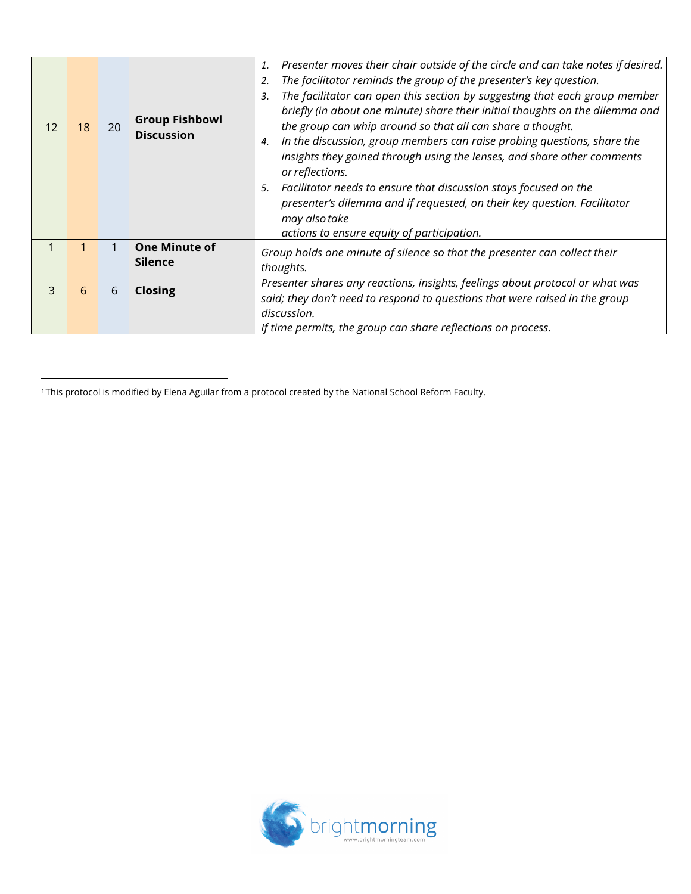| | | | | |
|---|---|---|---|---|
| 12 | 18 | 20 | **Group Fishbowl Discussion** | 1. *Presenter moves their chair outside of the circle and can take notes if desired.*<br>2. *The facilitator reminds the group of the presenter's key question.*<br>3. *The facilitator can open this section by suggesting that each group member briefly (in about one minute) share their initial thoughts on the dilemma and the group can whip around so that all can share a thought.*<br>4. *In the discussion, group members can raise probing questions, share the insights they gained through using the lenses, and share other comments or reflections.*<br>5. *Facilitator needs to ensure that discussion stays focused on the presenter's dilemma and if requested, on their key question. Facilitator may also take actions to ensure equity of participation.* |
| 1 | 1 | 1 | **One Minute of Silence** | *Group holds one minute of silence so that the presenter can collect their thoughts.* |
| 3 | 6 | 6 | **Closing** | *Presenter shares any reactions, insights, feelings about protocol or what was said; they don't need to respond to questions that were raised in the group discussion.*<br>*If time permits, the group can share reflections on process.* |

[1] This protocol is modified by Elena Aguilar from a protocol created by the National School Reform Faculty.